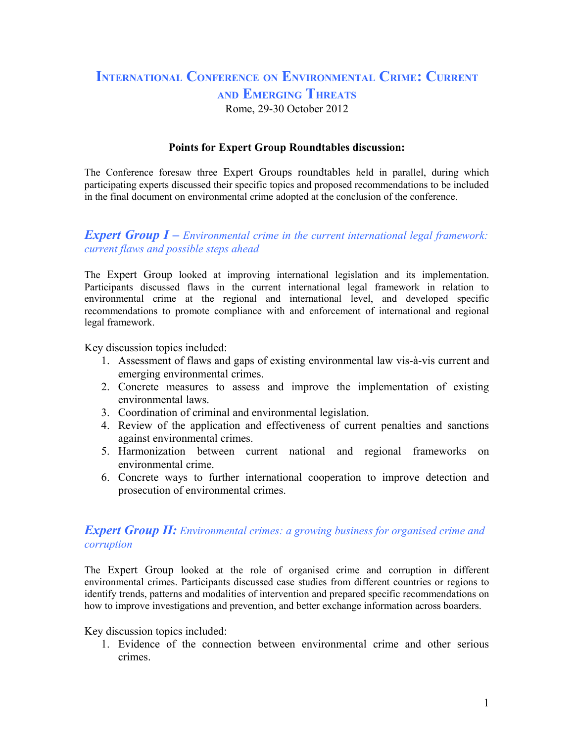# International Conference on Environmental Crime: Current and Emerging Threats

Rome, 29-30 October 2012

**Points for Expert Group Roundtables discussion:**

The Conference foresaw three Expert Groups roundtables held in parallel, during which participating experts discussed their specific topics and proposed recommendations to be included in the final document on environmental crime adopted at the conclusion of the conference.

## *Expert Group I – Environmental crime in the current international legal framework: current flaws and possible steps ahead*

The Expert Group looked at improving international legislation and its implementation. Participants discussed flaws in the current international legal framework in relation to environmental crime at the regional and international level, and developed specific recommendations to promote compliance with and enforcement of international and regional legal framework.

Key discussion topics included:

1. Assessment of flaws and gaps of existing environmental law vis-à-vis current and emerging environmental crimes.
2. Concrete measures to assess and improve the implementation of existing environmental laws.
3. Coordination of criminal and environmental legislation.
4. Review of the application and effectiveness of current penalties and sanctions against environmental crimes.
5. Harmonization between current national and regional frameworks on environmental crime.
6. Concrete ways to further international cooperation to improve detection and prosecution of environmental crimes.

## *Expert Group II: Environmental crimes: a growing business for organised crime and corruption*

The Expert Group looked at the role of organised crime and corruption in different environmental crimes. Participants discussed case studies from different countries or regions to identify trends, patterns and modalities of intervention and prepared specific recommendations on how to improve investigations and prevention, and better exchange information across boarders.

Key discussion topics included:

1. Evidence of the connection between environmental crime and other serious crimes.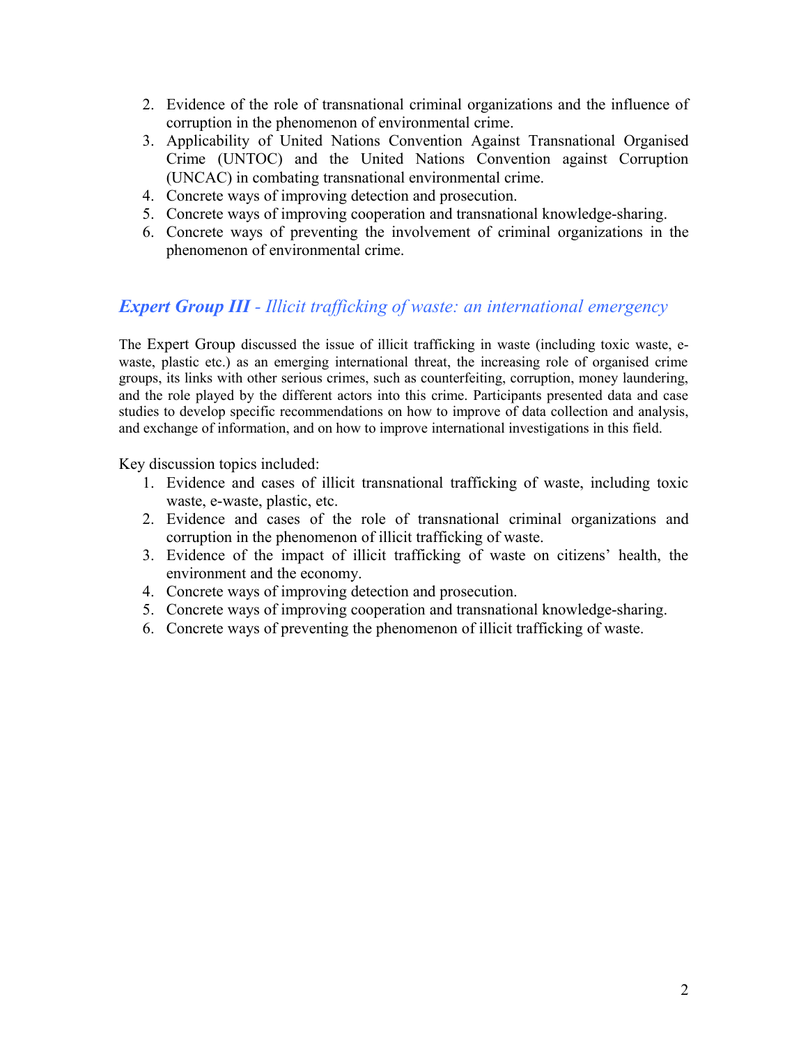2. Evidence of the role of transnational criminal organizations and the influence of corruption in the phenomenon of environmental crime.
3. Applicability of United Nations Convention Against Transnational Organised Crime (UNTOC) and the United Nations Convention against Corruption (UNCAC) in combating transnational environmental crime.
4. Concrete ways of improving detection and prosecution.
5. Concrete ways of improving cooperation and transnational knowledge-sharing.
6. Concrete ways of preventing the involvement of criminal organizations in the phenomenon of environmental crime.

## ***Expert Group III*** *- Illicit trafficking of waste: an international emergency*

The Expert Group discussed the issue of illicit trafficking in waste (including toxic waste, e-waste, plastic etc.) as an emerging international threat, the increasing role of organised crime groups, its links with other serious crimes, such as counterfeiting, corruption, money laundering, and the role played by the different actors into this crime. Participants presented data and case studies to develop specific recommendations on how to improve of data collection and analysis, and exchange of information, and on how to improve international investigations in this field.

Key discussion topics included:

1. Evidence and cases of illicit transnational trafficking of waste, including toxic waste, e-waste, plastic, etc.
2. Evidence and cases of the role of transnational criminal organizations and corruption in the phenomenon of illicit trafficking of waste.
3. Evidence of the impact of illicit trafficking of waste on citizens' health, the environment and the economy.
4. Concrete ways of improving detection and prosecution.
5. Concrete ways of improving cooperation and transnational knowledge-sharing.
6. Concrete ways of preventing the phenomenon of illicit trafficking of waste.